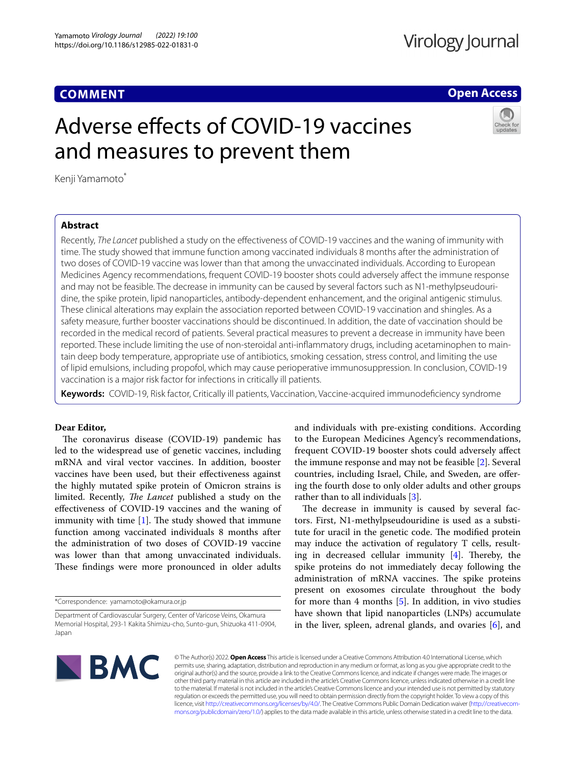COMMENT

Open Access

# Adverse effects of COVID-19 vaccines and measures to prevent them

Kenji Yamamoto*

## Abstract

Recently, *The Lancet* published a study on the effectiveness of COVID-19 vaccines and the waning of immunity with time. The study showed that immune function among vaccinated individuals 8 months after the administration of two doses of COVID-19 vaccine was lower than that among the unvaccinated individuals. According to European Medicines Agency recommendations, frequent COVID-19 booster shots could adversely affect the immune response and may not be feasible. The decrease in immunity can be caused by several factors such as N1-methylpseudouridine, the spike protein, lipid nanoparticles, antibody-dependent enhancement, and the original antigenic stimulus. These clinical alterations may explain the association reported between COVID-19 vaccination and shingles. As a safety measure, further booster vaccinations should be discontinued. In addition, the date of vaccination should be recorded in the medical record of patients. Several practical measures to prevent a decrease in immunity have been reported. These include limiting the use of non-steroidal anti-inflammatory drugs, including acetaminophen to maintain deep body temperature, appropriate use of antibiotics, smoking cessation, stress control, and limiting the use of lipid emulsions, including propofol, which may cause perioperative immunosuppression. In conclusion, COVID-19 vaccination is a major risk factor for infections in critically ill patients.

**Keywords:** COVID-19, Risk factor, Critically ill patients, Vaccination, Vaccine-acquired immunodeficiency syndrome

**Dear Editor,**

The coronavirus disease (COVID-19) pandemic has led to the widespread use of genetic vaccines, including mRNA and viral vector vaccines. In addition, booster vaccines have been used, but their effectiveness against the highly mutated spike protein of Omicron strains is limited. Recently, *The Lancet* published a study on the effectiveness of COVID-19 vaccines and the waning of immunity with time [1]. The study showed that immune function among vaccinated individuals 8 months after the administration of two doses of COVID-19 vaccine was lower than that among unvaccinated individuals. These findings were more pronounced in older adults and individuals with pre-existing conditions. According to the European Medicines Agency's recommendations, frequent COVID-19 booster shots could adversely affect the immune response and may not be feasible [2]. Several countries, including Israel, Chile, and Sweden, are offering the fourth dose to only older adults and other groups rather than to all individuals [3].

The decrease in immunity is caused by several factors. First, N1-methylpseudouridine is used as a substitute for uracil in the genetic code. The modified protein may induce the activation of regulatory T cells, resulting in decreased cellular immunity [4]. Thereby, the spike proteins do not immediately decay following the administration of mRNA vaccines. The spike proteins present on exosomes circulate throughout the body for more than 4 months [5]. In addition, in vivo studies have shown that lipid nanoparticles (LNPs) accumulate in the liver, spleen, adrenal glands, and ovaries [6], and

*Correspondence: yamamoto@okamura.or.jp

Department of Cardiovascular Surgery, Center of Varicose Veins, Okamura Memorial Hospital, 293-1 Kakita Shimizu-cho, Sunto-gun, Shizuoka 411-0904, Japan

© The Author(s) 2022. **Open Access** This article is licensed under a Creative Commons Attribution 4.0 International License, which permits use, sharing, adaptation, distribution and reproduction in any medium or format, as long as you give appropriate credit to the original author(s) and the source, provide a link to the Creative Commons licence, and indicate if changes were made. The images or other third party material in this article are included in the article's Creative Commons licence, unless indicated otherwise in a credit line to the material. If material is not included in the article's Creative Commons licence and your intended use is not permitted by statutory regulation or exceeds the permitted use, you will need to obtain permission directly from the copyright holder. To view a copy of this licence, visit http://creativecommons.org/licenses/by/4.0/. The Creative Commons Public Domain Dedication waiver (http://creativecommons.org/publicdomain/zero/1.0/) applies to the data made available in this article, unless otherwise stated in a credit line to the data.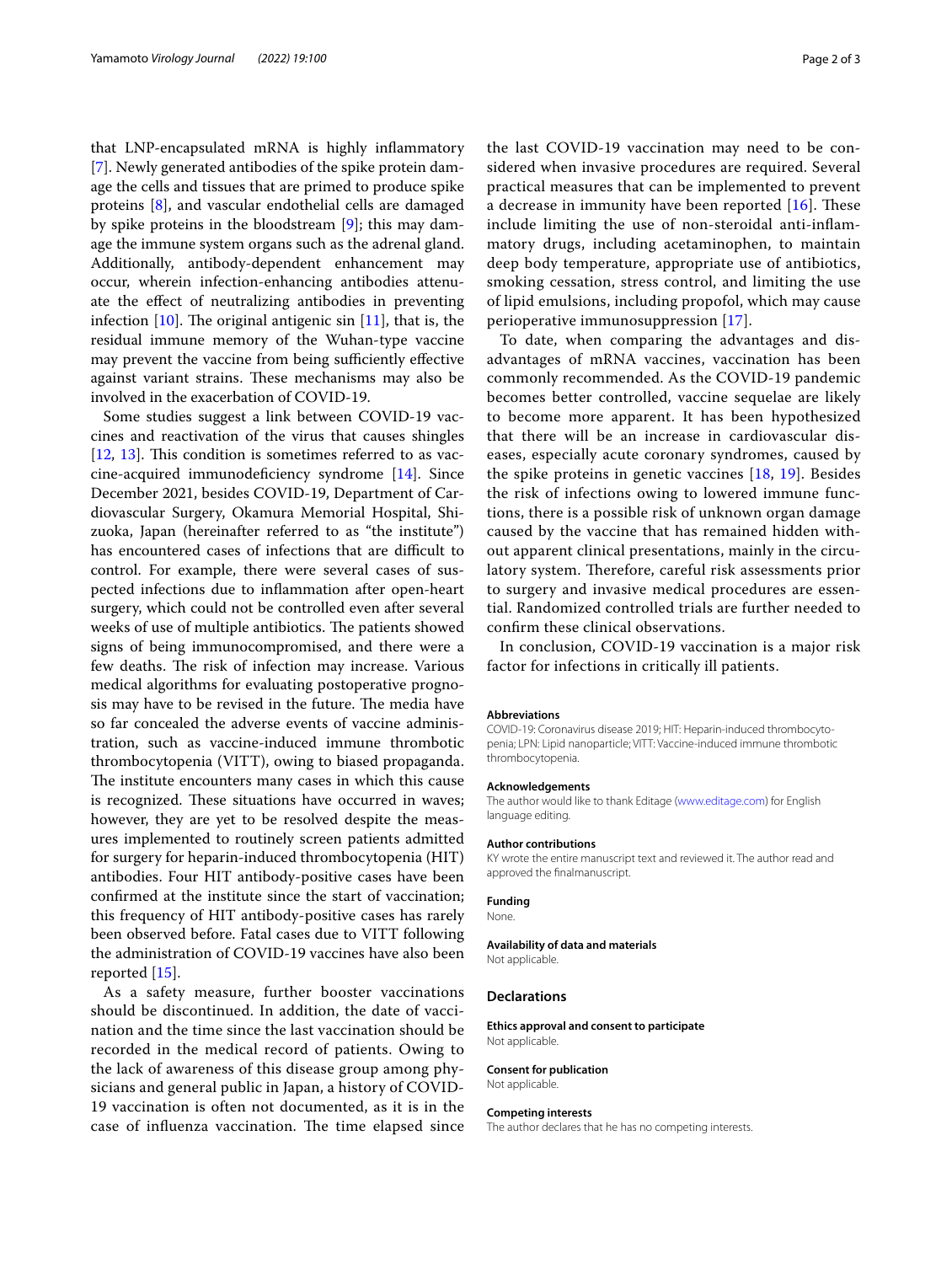that LNP-encapsulated mRNA is highly inflammatory [7]. Newly generated antibodies of the spike protein damage the cells and tissues that are primed to produce spike proteins [8], and vascular endothelial cells are damaged by spike proteins in the bloodstream [9]; this may damage the immune system organs such as the adrenal gland. Additionally, antibody-dependent enhancement may occur, wherein infection-enhancing antibodies attenuate the effect of neutralizing antibodies in preventing infection [10]. The original antigenic sin [11], that is, the residual immune memory of the Wuhan-type vaccine may prevent the vaccine from being sufficiently effective against variant strains. These mechanisms may also be involved in the exacerbation of COVID-19.

Some studies suggest a link between COVID-19 vaccines and reactivation of the virus that causes shingles [12, 13]. This condition is sometimes referred to as vaccine-acquired immunodeficiency syndrome [14]. Since December 2021, besides COVID-19, Department of Cardiovascular Surgery, Okamura Memorial Hospital, Shizuoka, Japan (hereinafter referred to as "the institute") has encountered cases of infections that are difficult to control. For example, there were several cases of suspected infections due to inflammation after open-heart surgery, which could not be controlled even after several weeks of use of multiple antibiotics. The patients showed signs of being immunocompromised, and there were a few deaths. The risk of infection may increase. Various medical algorithms for evaluating postoperative prognosis may have to be revised in the future. The media have so far concealed the adverse events of vaccine administration, such as vaccine-induced immune thrombotic thrombocytopenia (VITT), owing to biased propaganda. The institute encounters many cases in which this cause is recognized. These situations have occurred in waves; however, they are yet to be resolved despite the measures implemented to routinely screen patients admitted for surgery for heparin-induced thrombocytopenia (HIT) antibodies. Four HIT antibody-positive cases have been confirmed at the institute since the start of vaccination; this frequency of HIT antibody-positive cases has rarely been observed before. Fatal cases due to VITT following the administration of COVID-19 vaccines have also been reported [15].

As a safety measure, further booster vaccinations should be discontinued. In addition, the date of vaccination and the time since the last vaccination should be recorded in the medical record of patients. Owing to the lack of awareness of this disease group among physicians and general public in Japan, a history of COVID-19 vaccination is often not documented, as it is in the case of influenza vaccination. The time elapsed since the last COVID-19 vaccination may need to be considered when invasive procedures are required. Several practical measures that can be implemented to prevent a decrease in immunity have been reported [16]. These include limiting the use of non-steroidal anti-inflammatory drugs, including acetaminophen, to maintain deep body temperature, appropriate use of antibiotics, smoking cessation, stress control, and limiting the use of lipid emulsions, including propofol, which may cause perioperative immunosuppression [17].

To date, when comparing the advantages and disadvantages of mRNA vaccines, vaccination has been commonly recommended. As the COVID-19 pandemic becomes better controlled, vaccine sequelae are likely to become more apparent. It has been hypothesized that there will be an increase in cardiovascular diseases, especially acute coronary syndromes, caused by the spike proteins in genetic vaccines [18, 19]. Besides the risk of infections owing to lowered immune functions, there is a possible risk of unknown organ damage caused by the vaccine that has remained hidden without apparent clinical presentations, mainly in the circulatory system. Therefore, careful risk assessments prior to surgery and invasive medical procedures are essential. Randomized controlled trials are further needed to confirm these clinical observations.

In conclusion, COVID-19 vaccination is a major risk factor for infections in critically ill patients.

#### Abbreviations

COVID-19: Coronavirus disease 2019; HIT: Heparin-induced thrombocytopenia; LPN: Lipid nanoparticle; VITT: Vaccine-induced immune thrombotic thrombocytopenia.

#### Acknowledgements

The author would like to thank Editage (www.editage.com) for English language editing.

#### Author contributions

KY wrote the entire manuscript text and reviewed it. The author read and approved the finalmanuscript.

#### Funding

None.

#### Availability of data and materials

Not applicable.

### Declarations

#### Ethics approval and consent to participate

Not applicable.

#### Consent for publication

Not applicable.

#### Competing interests

The author declares that he has no competing interests.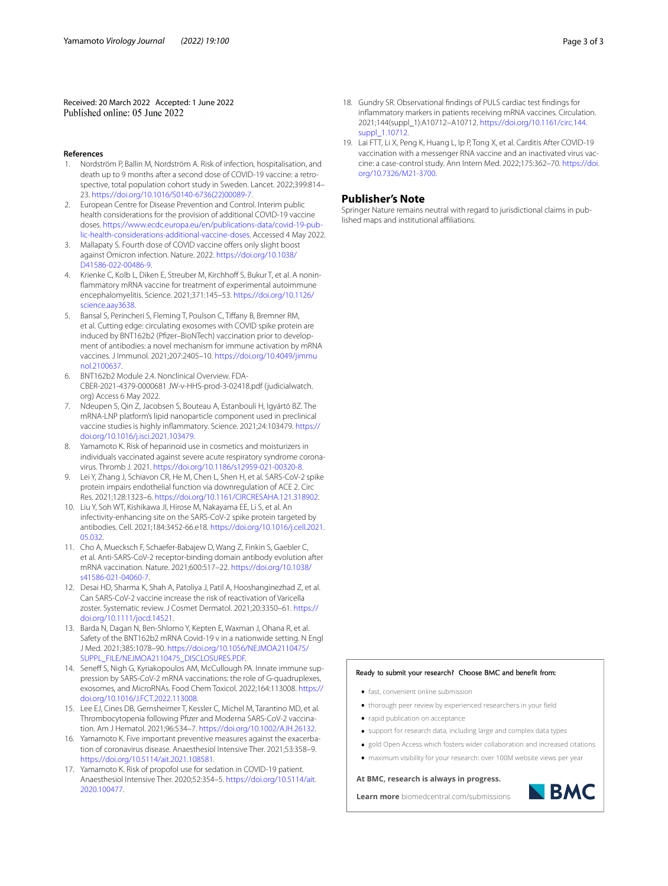Received: 20 March 2022 Accepted: 1 June 2022
Published online: 05 June 2022

### References

1. Nordström P, Ballin M, Nordström A. Risk of infection, hospitalisation, and death up to 9 months after a second dose of COVID-19 vaccine: a retrospective, total population cohort study in Sweden. Lancet. 2022;399:814–23. https://doi.org/10.1016/S0140-6736(22)00089-7.
2. European Centre for Disease Prevention and Control. Interim public health considerations for the provision of additional COVID-19 vaccine doses. https://www.ecdc.europa.eu/en/publications-data/covid-19-public-health-considerations-additional-vaccine-doses. Accessed 4 May 2022.
3. Mallapaty S. Fourth dose of COVID vaccine offers only slight boost against Omicron infection. Nature. 2022. https://doi.org/10.1038/D41586-022-00486-9.
4. Krienke C, Kolb L, Diken E, Streuber M, Kirchhoff S, Bukur T, et al. A noninflammatory mRNA vaccine for treatment of experimental autoimmune encephalomyelitis. Science. 2021;371:145–53. https://doi.org/10.1126/science.aay3638.
5. Bansal S, Perincheri S, Fleming T, Poulson C, Tiffany B, Bremner RM, et al. Cutting edge: circulating exosomes with COVID spike protein are induced by BNT162b2 (Pfizer–BioNTech) vaccination prior to development of antibodies: a novel mechanism for immune activation by mRNA vaccines. J Immunol. 2021;207:2405–10. https://doi.org/10.4049/jimmunol.2100637.
6. BNT162b2 Module 2.4. Nonclinical Overview. FDA-CBER-2021-4379-0000681 JW-v-HHS-prod-3-02418.pdf (judicialwatch.org) Access 6 May 2022.
7. Ndeupen S, Qin Z, Jacobsen S, Bouteau A, Estanbouli H, Igyártó BZ. The mRNA-LNP platform's lipid nanoparticle component used in preclinical vaccine studies is highly inflammatory. Science. 2021;24:103479. https://doi.org/10.1016/j.isci.2021.103479.
8. Yamamoto K. Risk of heparinoid use in cosmetics and moisturizers in individuals vaccinated against severe acute respiratory syndrome coronavirus. Thromb J. 2021. https://doi.org/10.1186/s12959-021-00320-8.
9. Lei Y, Zhang J, Schiavon CR, He M, Chen L, Shen H, et al. SARS-CoV-2 spike protein impairs endothelial function via downregulation of ACE 2. Circ Res. 2021;128:1323–6. https://doi.org/10.1161/CIRCRESAHA.121.318902.
10. Liu Y, Soh WT, Kishikawa JI, Hirose M, Nakayama EE, Li S, et al. An infectivity-enhancing site on the SARS-CoV-2 spike protein targeted by antibodies. Cell. 2021;184:3452-66.e18. https://doi.org/10.1016/j.cell.2021.05.032.
11. Cho A, Muecksch F, Schaefer-Babajew D, Wang Z, Finkin S, Gaebler C, et al. Anti-SARS-CoV-2 receptor-binding domain antibody evolution after mRNA vaccination. Nature. 2021;600:517–22. https://doi.org/10.1038/s41586-021-04060-7.
12. Desai HD, Sharma K, Shah A, Patoliya J, Patil A, Hooshanginezhad Z, et al. Can SARS-CoV-2 vaccine increase the risk of reactivation of Varicella zoster. Systematic review. J Cosmet Dermatol. 2021;20:3350–61. https://doi.org/10.1111/jocd.14521.
13. Barda N, Dagan N, Ben-Shlomo Y, Kepten E, Waxman J, Ohana R, et al. Safety of the BNT162b2 mRNA Covid-19 v in a nationwide setting. N Engl J Med. 2021;385:1078–90. https://doi.org/10.1056/NEJMOA2110475/SUPPL_FILE/NEJMOA2110475_DISCLOSURES.PDF.
14. Seneff S, Nigh G, Kyriakopoulos AM, McCullough PA. Innate immune suppression by SARS-CoV-2 mRNA vaccinations: the role of G-quadruplexes, exosomes, and MicroRNAs. Food Chem Toxicol. 2022;164:113008. https://doi.org/10.1016/J.FCT.2022.113008.
15. Lee EJ, Cines DB, Gernsheimer T, Kessler C, Michel M, Tarantino MD, et al. Thrombocytopenia following Pfizer and Moderna SARS-CoV-2 vaccination. Am J Hematol. 2021;96:534–7. https://doi.org/10.1002/AJH.26132.
16. Yamamoto K. Five important preventive measures against the exacerbation of coronavirus disease. Anaesthesiol Intensive Ther. 2021;53:358–9. https://doi.org/10.5114/ait.2021.108581.
17. Yamamoto K. Risk of propofol use for sedation in COVID-19 patient. Anaesthesiol Intensive Ther. 2020;52:354–5. https://doi.org/10.5114/ait.2020.100477.
18. Gundry SR. Observational findings of PULS cardiac test findings for inflammatory markers in patients receiving mRNA vaccines. Circulation. 2021;144(suppl_1):A10712–A10712. https://doi.org/10.1161/circ.144.suppl_1.10712.
19. Lai FTT, Li X, Peng K, Huang L, Ip P, Tong X, et al. Carditis After COVID-19 vaccination with a messenger RNA vaccine and an inactivated virus vaccine: a case-control study. Ann Intern Med. 2022;175:362–70. https://doi.org/10.7326/M21-3700.

## Publisher's Note

Springer Nature remains neutral with regard to jurisdictional claims in published maps and institutional affiliations.

Ready to submit your research? Choose BMC and benefit from:

- fast, convenient online submission
- thorough peer review by experienced researchers in your field
- rapid publication on acceptance
- support for research data, including large and complex data types
- gold Open Access which fosters wider collaboration and increased citations
- maximum visibility for your research: over 100M website views per year

**At BMC, research is always in progress.**

**Learn more** biomedcentral.com/submissions

BMC